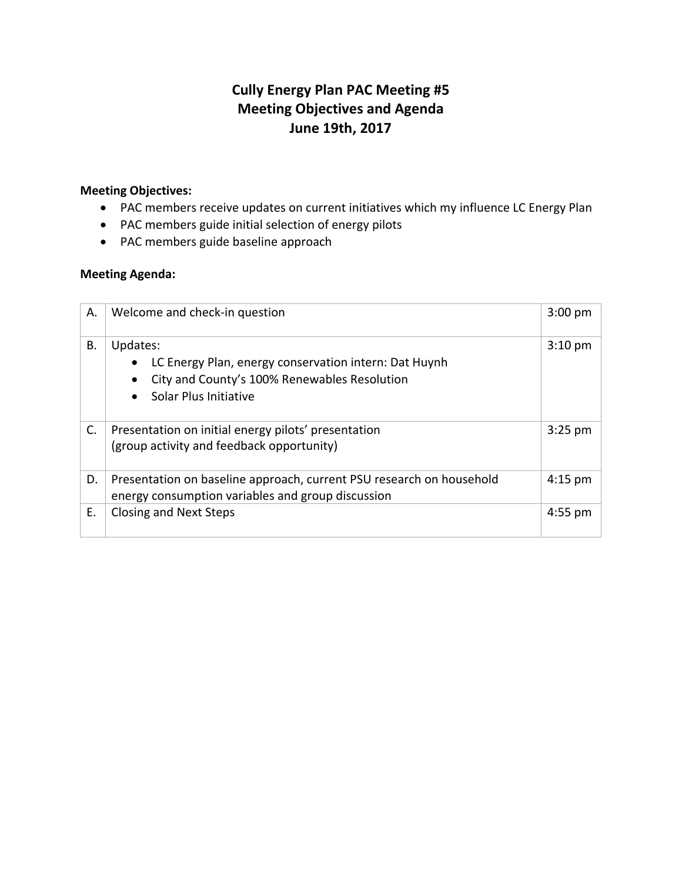# Cully Energy Plan PAC Meeting #5
# Meeting Objectives and Agenda
# June 19th, 2017

**Meeting Objectives:**

- PAC members receive updates on current initiatives which my influence LC Energy Plan
- PAC members guide initial selection of energy pilots
- PAC members guide baseline approach

**Meeting Agenda:**

| | | |
|---|---|---|
| A. | Welcome and check-in question | 3:00 pm |
| B. | Updates:<br>• LC Energy Plan, energy conservation intern: Dat Huynh<br>• City and County's 100% Renewables Resolution<br>• Solar Plus Initiative | 3:10 pm |
| C. | Presentation on initial energy pilots' presentation<br>(group activity and feedback opportunity) | 3:25 pm |
| D. | Presentation on baseline approach, current PSU research on household energy consumption variables and group discussion | 4:15 pm |
| E. | Closing and Next Steps | 4:55 pm |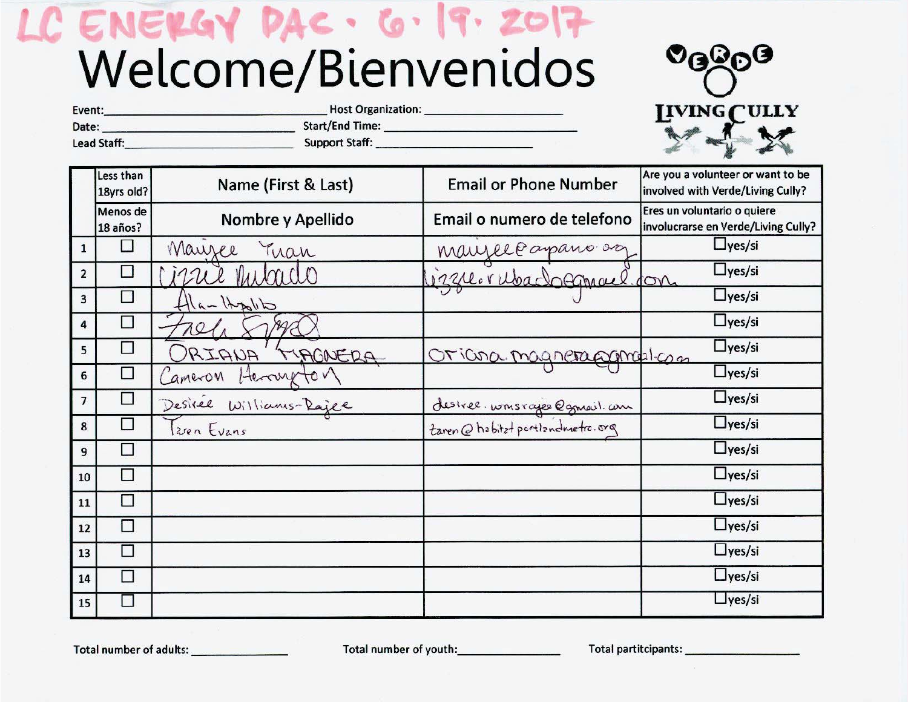LC ENERGY DAC · 6 · 19 · 2017

# Welcome/Bienvenidos

VERDE
LIVING CULLY

Event: ______________________ Host Organization: ______________________
Date: ______________________ Start/End Time: ______________________
Lead Staff: ______________________ Support Staff: ______________________

| | Less than 18yrs old? / Menos de 18 años? | Name (First & Last) / Nombre y Apellido | Email or Phone Number / Email o numero de telefono | Are you a volunteer or want to be involved with Verde/Living Cully? / Eres un voluntario o quiere involucrarse en Verde/Living Cully? |
|---|---|---|---|---|
| 1 | ☐ | Maiyee Yuan | maiyee@apano.org | ☐yes/si |
| 2 | ☐ | Lizzie Rubado | lizzie.rubado@gmail.com | ☐yes/si |
| 3 | ☐ | Alan Hipolito | | ☐yes/si |
| 4 | ☐ | Zach Sphed | | ☐yes/si |
| 5 | ☐ | ORIANA MAGNERA | oriana.magnera@gmail.com | ☐yes/si |
| 6 | ☐ | Cameron Herrington | | ☐yes/si |
| 7 | ☐ | Desiree Williams-Rajee | desiree.wmsrajee@gmail.com | ☐yes/si |
| 8 | ☐ | Taren Evans | taren@habitatportlandmetro.org | ☐yes/si |
| 9 | ☐ | | | ☐yes/si |
| 10 | ☐ | | | ☐yes/si |
| 11 | ☐ | | | ☐yes/si |
| 12 | ☐ | | | ☐yes/si |
| 13 | ☐ | | | ☐yes/si |
| 14 | ☐ | | | ☐yes/si |
| 15 | ☐ | | | ☐yes/si |

Total number of adults: ____________ Total number of youth: ____________ Total partitcipants: ____________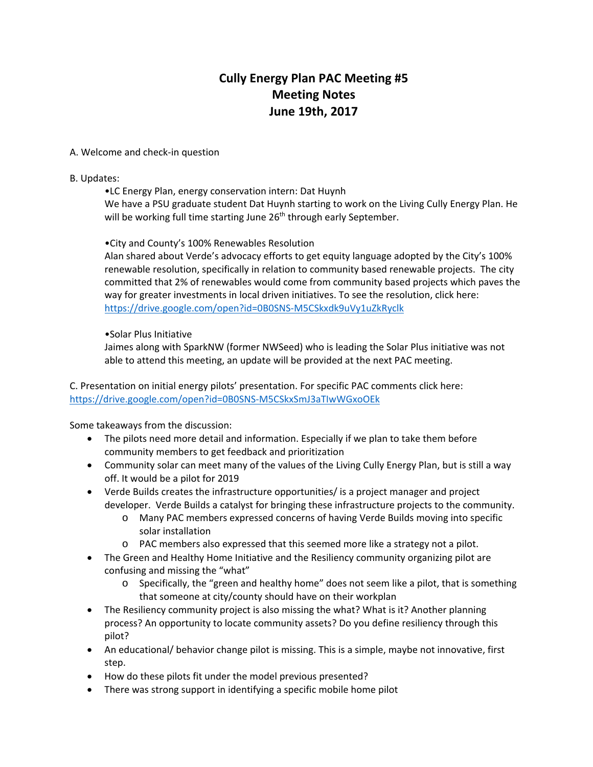# Cully Energy Plan PAC Meeting #5
# Meeting Notes
# June 19th, 2017

A. Welcome and check-in question

B. Updates:

•LC Energy Plan, energy conservation intern: Dat Huynh
We have a PSU graduate student Dat Huynh starting to work on the Living Cully Energy Plan. He will be working full time starting June 26th through early September.

•City and County's 100% Renewables Resolution
Alan shared about Verde's advocacy efforts to get equity language adopted by the City's 100% renewable resolution, specifically in relation to community based renewable projects. The city committed that 2% of renewables would come from community based projects which paves the way for greater investments in local driven initiatives. To see the resolution, click here: https://drive.google.com/open?id=0B0SNS-M5CSkxdk9uVy1uZkRyclk

•Solar Plus Initiative
Jaimes along with SparkNW (former NWSeed) who is leading the Solar Plus initiative was not able to attend this meeting, an update will be provided at the next PAC meeting.

C. Presentation on initial energy pilots' presentation. For specific PAC comments click here: https://drive.google.com/open?id=0B0SNS-M5CSkxSmJ3aTIwWGxoOEk

Some takeaways from the discussion:

- The pilots need more detail and information. Especially if we plan to take them before community members to get feedback and prioritization
- Community solar can meet many of the values of the Living Cully Energy Plan, but is still a way off. It would be a pilot for 2019
- Verde Builds creates the infrastructure opportunities/ is a project manager and project developer. Verde Builds a catalyst for bringing these infrastructure projects to the community.
  - Many PAC members expressed concerns of having Verde Builds moving into specific solar installation
  - PAC members also expressed that this seemed more like a strategy not a pilot.
- The Green and Healthy Home Initiative and the Resiliency community organizing pilot are confusing and missing the "what"
  - Specifically, the "green and healthy home" does not seem like a pilot, that is something that someone at city/county should have on their workplan
- The Resiliency community project is also missing the what? What is it? Another planning process? An opportunity to locate community assets? Do you define resiliency through this pilot?
- An educational/ behavior change pilot is missing. This is a simple, maybe not innovative, first step.
- How do these pilots fit under the model previous presented?
- There was strong support in identifying a specific mobile home pilot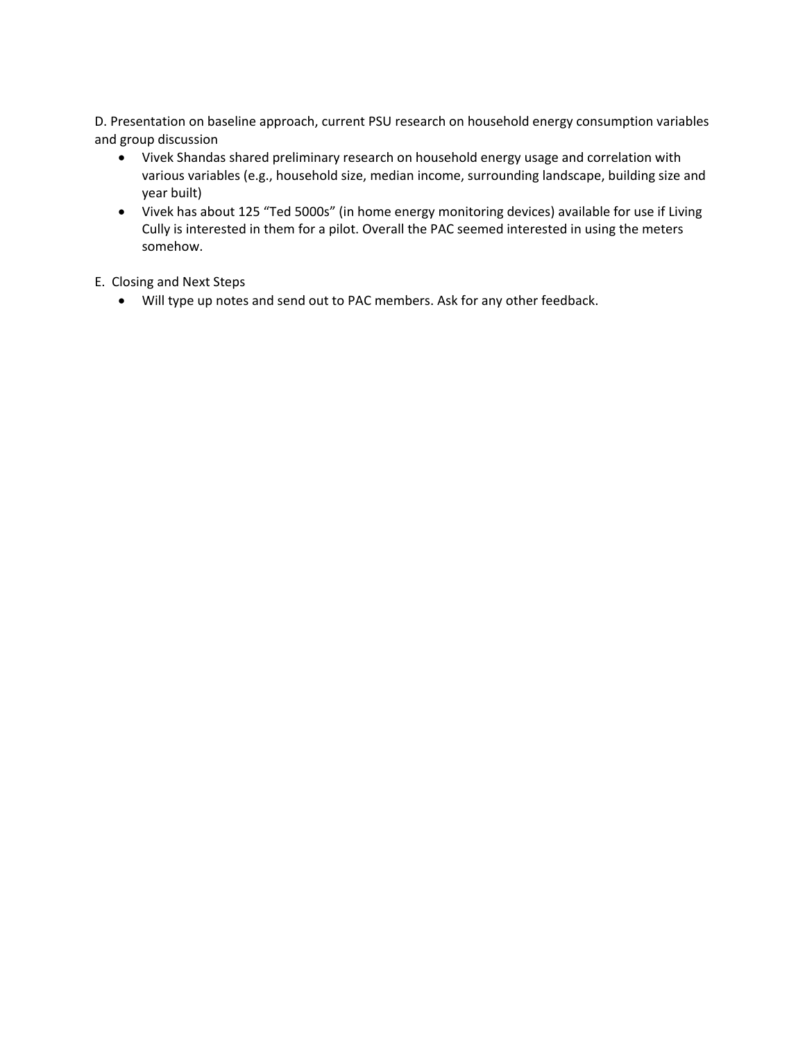D. Presentation on baseline approach, current PSU research on household energy consumption variables and group discussion

- Vivek Shandas shared preliminary research on household energy usage and correlation with various variables (e.g., household size, median income, surrounding landscape, building size and year built)
- Vivek has about 125 “Ted 5000s” (in home energy monitoring devices) available for use if Living Cully is interested in them for a pilot. Overall the PAC seemed interested in using the meters somehow.

E. Closing and Next Steps

- Will type up notes and send out to PAC members. Ask for any other feedback.